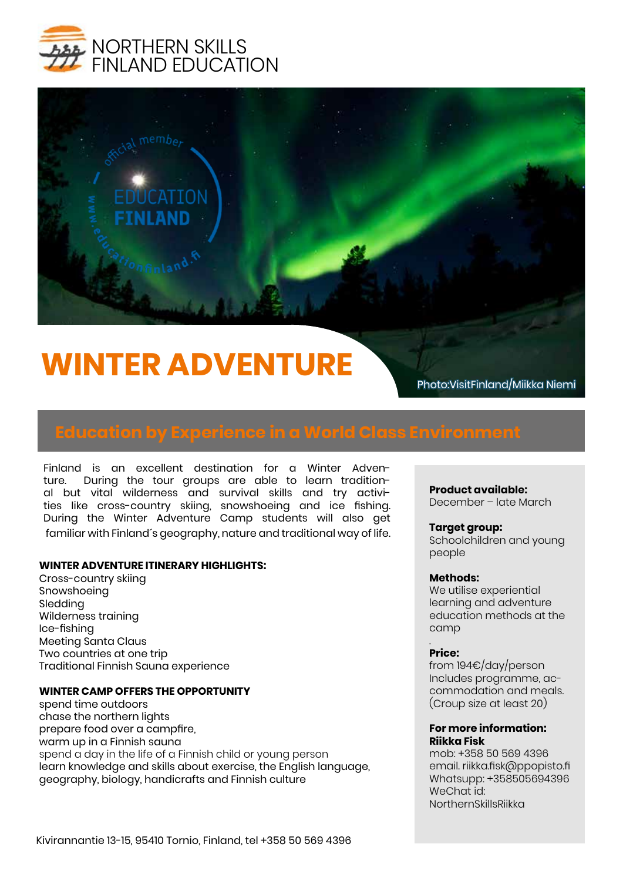NORTHERN SKILLS
FINLAND EDUCATION

# WINTER ADVENTURE

Photo:VisitFinland/Miikka Niemi

## Education by Experience in a World Class Environment

Finland is an excellent destination for a Winter Adventure. During the tour groups are able to learn traditional but vital wilderness and survival skills and try activities like cross-country skiing, snowshoeing and ice fishing. During the Winter Adventure Camp students will also get familiar with Finland´s geography, nature and traditional way of life.

**WINTER ADVENTURE ITINERARY HIGHLIGHTS:**

Cross-country skiing
Snowshoeing
Sledding
Wilderness training
Ice-fishing
Meeting Santa Claus
Two countries at one trip
Traditional Finnish Sauna experience

**WINTER CAMP OFFERS THE OPPORTUNITY**

spend time outdoors
chase the northern lights
prepare food over a campfire,
warm up in a Finnish sauna
spend a day in the life of a Finnish child or young person
learn knowledge and skills about exercise, the English language, geography, biology, handicrafts and Finnish culture

**Product available:**
December – late March

**Target group:**
Schoolchildren and young people

**Methods:**
We utilise experiential learning and adventure education methods at the camp

**Price:**
from 194€/day/person
Includes programme, accommodation and meals.
(Croup size at least 20)

**For more information:**
**Riikka Fisk**
mob: +358 50 569 4396
email. riikka.fisk@ppopisto.fi
Whatsupp: +358505694396
WeChat id:
NorthernSkillsRiikka

Kivirannantie 13-15, 95410 Tornio, Finland, tel +358 50 569 4396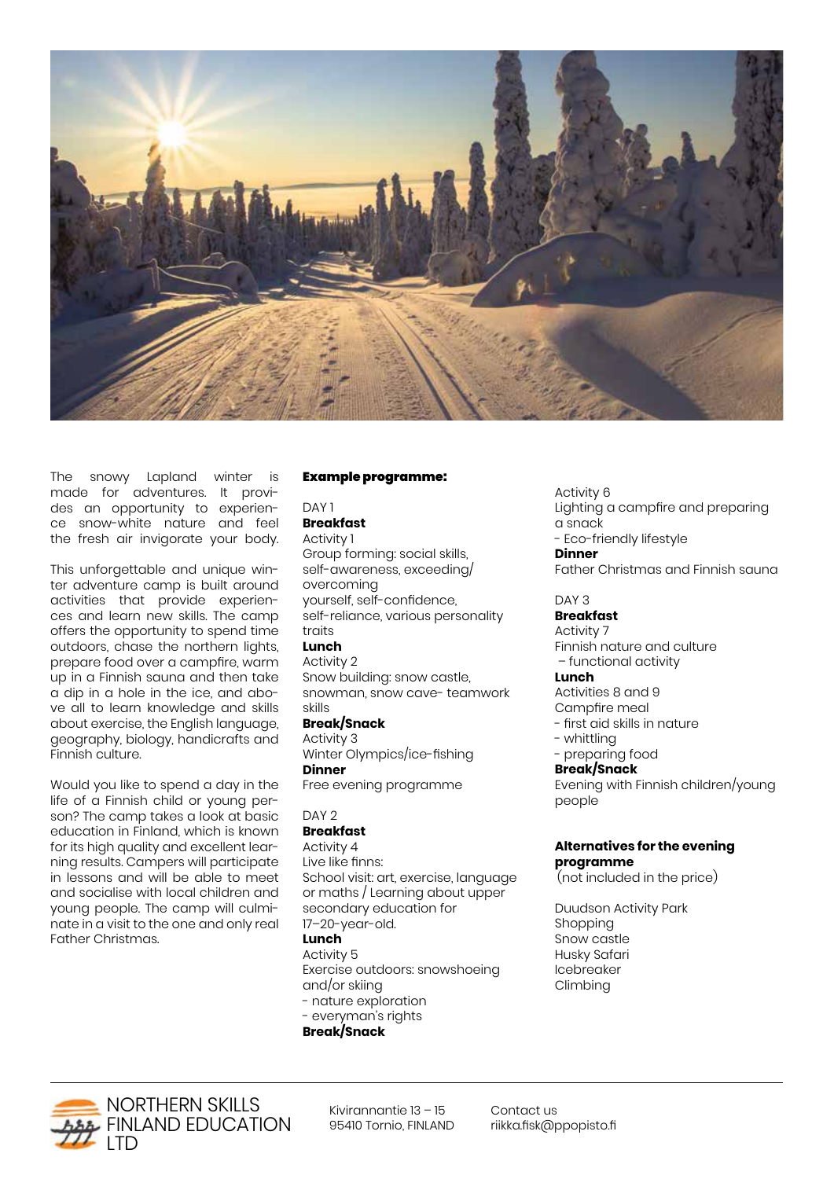The snowy Lapland winter is made for adventures. It provides an opportunity to experience snow-white nature and feel the fresh air invigorate your body.

This unforgettable and unique winter adventure camp is built around activities that provide experiences and learn new skills. The camp offers the opportunity to spend time outdoors, chase the northern lights, prepare food over a campfire, warm up in a Finnish sauna and then take a dip in a hole in the ice, and above all to learn knowledge and skills about exercise, the English language, geography, biology, handicrafts and Finnish culture.

Would you like to spend a day in the life of a Finnish child or young person? The camp takes a look at basic education in Finland, which is known for its high quality and excellent learning results. Campers will participate in lessons and will be able to meet and socialise with local children and young people. The camp will culminate in a visit to the one and only real Father Christmas.

**Example programme:**

DAY 1

**Breakfast**

Activity 1
Group forming: social skills, self-awareness, exceeding/overcoming yourself, self-confidence, self-reliance, various personality traits

**Lunch**

Activity 2
Snow building: snow castle, snowman, snow cave- teamwork skills

**Break/Snack**

Activity 3
Winter Olympics/ice-fishing

**Dinner**

Free evening programme

DAY 2

**Breakfast**

Activity 4
Live like finns:
School visit: art, exercise, language or maths / Learning about upper secondary education for 17–20-year-old.

**Lunch**

Activity 5
Exercise outdoors: snowshoeing and/or skiing
- nature exploration
- everyman's rights

**Break/Snack**

Activity 6
Lighting a campfire and preparing a snack
- Eco-friendly lifestyle

**Dinner**

Father Christmas and Finnish sauna

DAY 3

**Breakfast**

Activity 7
Finnish nature and culture
– functional activity

**Lunch**

Activities 8 and 9
Campfire meal
- first aid skills in nature
- whittling
- preparing food

**Break/Snack**

Evening with Finnish children/young people

**Alternatives for the evening programme**
(not included in the price)

Duudson Activity Park
Shopping
Snow castle
Husky Safari
Icebreaker
Climbing

NORTHERN SKILLS FINLAND EDUCATION LTD

Kivirannantie 13 – 15
95410 Tornio, FINLAND

Contact us
riikka.fisk@ppopisto.fi